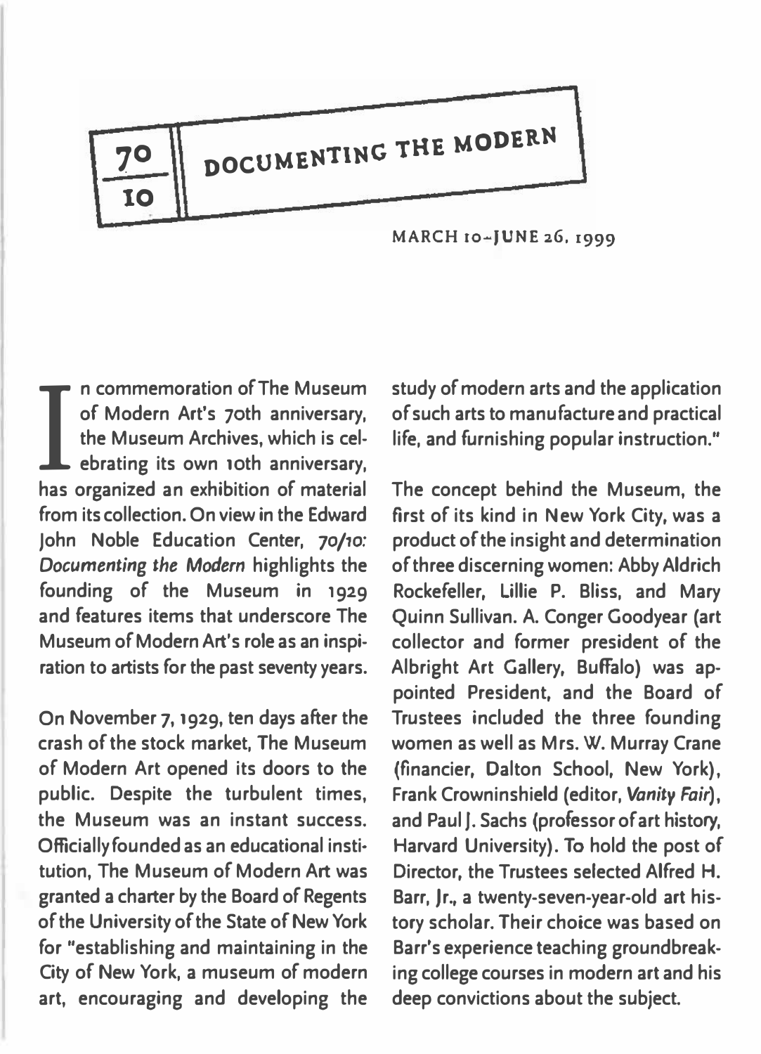# 70/10 DOCUMENTING THE MODERN

MARCH 10–JUNE 26, 1999

In commemoration of The Museum of Modern Art's 70th anniversary, the Museum Archives, which is celebrating its own 10th anniversary, has organized an exhibition of material from its collection. On view in the Edward John Noble Education Center, *70/10: Documenting the Modern* highlights the founding of the Museum in 1929 and features items that underscore The Museum of Modern Art's role as an inspiration to artists for the past seventy years.

On November 7, 1929, ten days after the crash of the stock market, The Museum of Modern Art opened its doors to the public. Despite the turbulent times, the Museum was an instant success. Officially founded as an educational institution, The Museum of Modern Art was granted a charter by the Board of Regents of the University of the State of New York for "establishing and maintaining in the City of New York, a museum of modern art, encouraging and developing the study of modern arts and the application of such arts to manufacture and practical life, and furnishing popular instruction."

The concept behind the Museum, the first of its kind in New York City, was a product of the insight and determination of three discerning women: Abby Aldrich Rockefeller, Lillie P. Bliss, and Mary Quinn Sullivan. A. Conger Goodyear (art collector and former president of the Albright Art Gallery, Buffalo) was appointed President, and the Board of Trustees included the three founding women as well as Mrs. W. Murray Crane (financier, Dalton School, New York), Frank Crowninshield (editor, *Vanity Fair*), and Paul J. Sachs (professor of art history, Harvard University). To hold the post of Director, the Trustees selected Alfred H. Barr, Jr., a twenty-seven-year-old art history scholar. Their choice was based on Barr's experience teaching groundbreaking college courses in modern art and his deep convictions about the subject.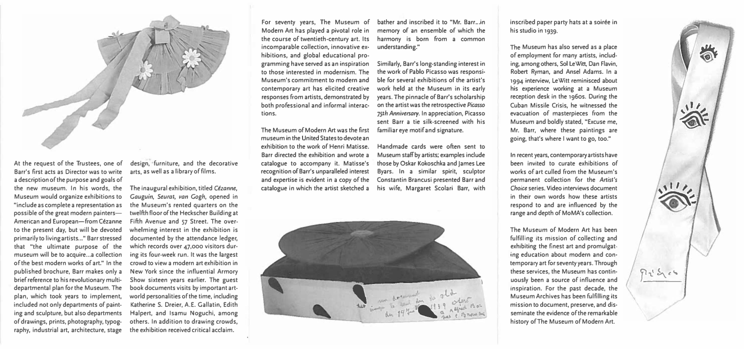At the request of the Trustees, one of Barr's first acts as Director was to write a description of the purpose and goals of the new museum. In his words, the Museum would organize exhibitions to "include as complete a representation as possible of the great modern painters—American and European—from Cézanne to the present day, but will be devoted primarily to living artists..." Barr stressed that "the ultimate purpose of the museum will be to acquire...a collection of the best modern works of art." In the published brochure, Barr makes only a brief reference to his revolutionary multi-departmental plan for the Museum. The plan, which took years to implement, included not only departments of painting and sculpture, but also departments of drawings, prints, photography, typography, industrial art, architecture, stage design, furniture, and the decorative arts, as well as a library of films.

The inaugural exhibition, titled *Cézanne, Gauguin, Seurat, van Gogh*, opened in the Museum's rented quarters on the twelfth floor of the Heckscher Building at Fifth Avenue and 57 Street. The overwhelming interest in the exhibition is documented by the attendance ledger, which records over 47,000 visitors during its four-week run. It was the largest crowd to view a modern art exhibition in New York since the influential Armory Show sixteen years earlier. The guest book documents visits by important art-world personalities of the time, including Katherine S. Dreier, A.E. Gallatin, Edith Halpert, and Isamu Noguchi, among others. In addition to drawing crowds, the exhibition received critical acclaim.

For seventy years, The Museum of Modern Art has played a pivotal role in the course of twentieth-century art. Its incomparable collection, innovative exhibitions, and global educational programming have served as an inspiration to those interested in modernism. The Museum's commitment to modern and contemporary art has elicited creative responses from artists, demonstrated by both professional and informal interactions.

The Museum of Modern Art was the first museum in the United States to devote an exhibition to the work of Henri Matisse. Barr directed the exhibition and wrote a catalogue to accompany it. Matisse's recognition of Barr's unparalleled interest and expertise is evident in a copy of the catalogue in which the artist sketched a bather and inscribed it to "Mr. Barr...in memory of an ensemble of which the harmony is born from a common understanding."

Similarly, Barr's long-standing interest in the work of Pablo Picasso was responsible for several exhibitions of the artist's work held at the Museum in its early years. The pinnacle of Barr's scholarship on the artist was the retrospective *Picasso 75th Anniversary*. In appreciation, Picasso sent Barr a tie silk-screened with his familiar eye motif and signature.

Handmade cards were often sent to Museum staff by artists; examples include those by Oskar Kokoschka and James Lee Byars. In a similar spirit, sculptor Constantin Brancusi presented Barr and his wife, Margaret Scolari Barr, with inscribed paper party hats at a soirée in his studio in 1939.

The Museum has also served as a place of employment for many artists, including, among others, Sol LeWitt, Dan Flavin, Robert Ryman, and Ansel Adams. In a 1994 interview, LeWitt reminisced about his experience working at a Museum reception desk in the 1960s. During the Cuban Missile Crisis, he witnessed the evacuation of masterpieces from the Museum and boldly stated, "Excuse me, Mr. Barr, where these paintings are going, that's where I want to go, too."

In recent years, contemporary artists have been invited to curate exhibitions of works of art culled from the Museum's permanent collection for the *Artist's Choice* series. Video interviews document in their own words how these artists respond to and are influenced by the range and depth of MoMA's collection.

The Museum of Modern Art has been fulfilling its mission of collecting and exhibiting the finest art and promulgating education about modern and contemporary art for seventy years. Through these services, the Museum has continuously been a source of influence and inspiration. For the past decade, the Museum Archives has been fulfilling its mission to document, preserve, and disseminate the evidence of the remarkable history of The Museum of Modern Art.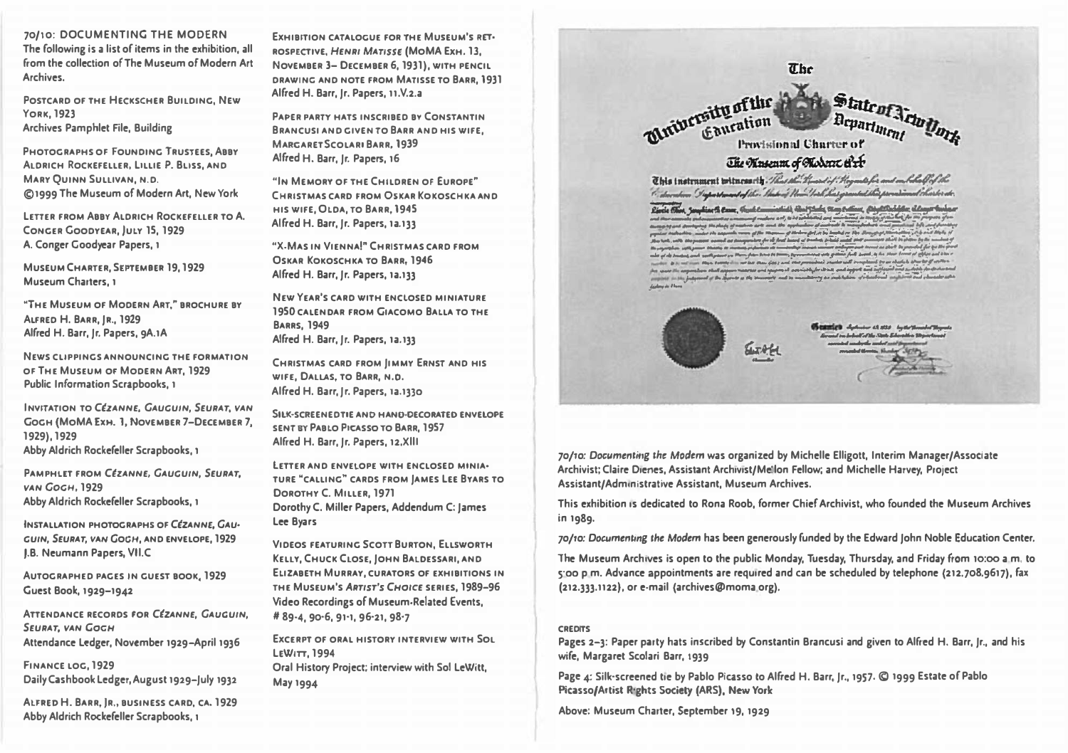## 70/10: DOCUMENTING THE MODERN

The following is a list of items in the exhibition, all from the collection of The Museum of Modern Art Archives.

**POSTCARD OF THE HECKSCHER BUILDING, NEW YORK, 1923**
Archives Pamphlet File, Building

**PHOTOGRAPHS OF FOUNDING TRUSTEES, ABBY ALDRICH ROCKEFELLER, LILLIE P. BLISS, AND MARY QUINN SULLIVAN, N.D.**
©1999 The Museum of Modern Art, New York

**LETTER FROM ABBY ALDRICH ROCKEFELLER TO A. CONGER GOODYEAR, JULY 15, 1929**
A. Conger Goodyear Papers, 1

**MUSEUM CHARTER, SEPTEMBER 19, 1929**
Museum Charters, 1

**"THE MUSEUM OF MODERN ART," BROCHURE BY ALFRED H. BARR, JR., 1929**
Alfred H. Barr, Jr. Papers, 9A.1A

**NEWS CLIPPINGS ANNOUNCING THE FORMATION OF THE MUSEUM OF MODERN ART, 1929**
Public Information Scrapbooks, 1

**INVITATION TO *CÉZANNE, GAUGUIN, SEURAT, VAN GOGH* (MOMA EXH. 1, NOVEMBER 7–DECEMBER 7, 1929), 1929**
Abby Aldrich Rockefeller Scrapbooks, 1

**PAMPHLET FROM *CÉZANNE, GAUGUIN, SEURAT, VAN GOGH*, 1929**
Abby Aldrich Rockefeller Scrapbooks, 1

**INSTALLATION PHOTOGRAPHS OF *CÉZANNE, GAUGUIN, SEURAT, VAN GOGH*, AND ENVELOPE, 1929**
J.B. Neumann Papers, VII.C

**AUTOGRAPHED PAGES IN GUEST BOOK, 1929**
Guest Book, 1929–1942

**ATTENDANCE RECORDS FOR *CÉZANNE, GAUGUIN, SEURAT, VAN GOGH***
Attendance Ledger, November 1929–April 1936

**FINANCE LOG, 1929**
Daily Cashbook Ledger, August 1929–July 1932

**ALFRED H. BARR, JR., BUSINESS CARD, CA. 1929**
Abby Aldrich Rockefeller Scrapbooks, 1

**EXHIBITION CATALOGUE FOR THE MUSEUM'S RETROSPECTIVE, *HENRI MATISSE* (MOMA EXH. 13, NOVEMBER 3–DECEMBER 6, 1931), WITH PENCIL DRAWING AND NOTE FROM MATISSE TO BARR, 1931**
Alfred H. Barr, Jr. Papers, 11.V.2.a

**PAPER PARTY HATS INSCRIBED BY CONSTANTIN BRANCUSI AND GIVEN TO BARR AND HIS WIFE, MARGARET SCOLARI BARR, 1939**
Alfred H. Barr, Jr. Papers, 16

**"IN MEMORY OF THE CHILDREN OF EUROPE" CHRISTMAS CARD FROM OSKAR KOKOSCHKA AND HIS WIFE, OLDA, TO BARR, 1945**
Alfred H. Barr, Jr. Papers, 12.133

**"X-MAS IN VIENNA!" CHRISTMAS CARD FROM OSKAR KOKOSCHKA TO BARR, 1946**
Alfred H. Barr, Jr. Papers, 12.133

**NEW YEAR'S CARD WITH ENCLOSED MINIATURE 1950 CALENDAR FROM GIACOMO BALLA TO THE BARRS, 1949**
Alfred H. Barr, Jr. Papers, 12.133

**CHRISTMAS CARD FROM JIMMY ERNST AND HIS WIFE, DALLAS, TO BARR, N.D.**
Alfred H. Barr, Jr. Papers, 12.1330

**SILK-SCREENED TIE AND HAND-DECORATED ENVELOPE SENT BY PABLO PICASSO TO BARR, 1957**
Alfred H. Barr, Jr. Papers, 12.XIII

**LETTER AND ENVELOPE WITH ENCLOSED MINIATURE "CALLING" CARDS FROM JAMES LEE BYARS TO DOROTHY C. MILLER, 1971**
Dorothy C. Miller Papers, Addendum C: James Lee Byars

**VIDEOS FEATURING SCOTT BURTON, ELLSWORTH KELLY, CHUCK CLOSE, JOHN BALDESSARI, AND ELIZABETH MURRAY, CURATORS OF EXHIBITIONS IN THE MUSEUM'S *ARTIST'S CHOICE* SERIES, 1989–96**
Video Recordings of Museum-Related Events, # 89-4, 90-6, 91-1, 96-21, 98-7

**EXCERPT OF ORAL HISTORY INTERVIEW WITH SOL LEWITT, 1994**
Oral History Project; interview with Sol LeWitt, May 1994

*70/10: Documenting the Modern* was organized by Michelle Elligott, Interim Manager/Associate Archivist; Claire Dienes, Assistant Archivist/Mellon Fellow; and Michelle Harvey, Project Assistant/Administrative Assistant, Museum Archives.

This exhibition is dedicated to Rona Roob, former Chief Archivist, who founded the Museum Archives in 1989.

*70/10: Documenting the Modern* has been generously funded by the Edward John Noble Education Center.

The Museum Archives is open to the public Monday, Tuesday, Thursday, and Friday from 10:00 a.m. to 5:00 p.m. Advance appointments are required and can be scheduled by telephone (212.708.9617), fax (212.333.1122), or e-mail (archives@moma.org).

**CREDITS**

Pages 2–3: Paper party hats inscribed by Constantin Brancusi and given to Alfred H. Barr, Jr., and his wife, Margaret Scolari Barr, 1939

Page 4: Silk-screened tie by Pablo Picasso to Alfred H. Barr, Jr., 1957. © 1999 Estate of Pablo Picasso/Artist Rights Society (ARS), New York

Above: Museum Charter, September 19, 1929